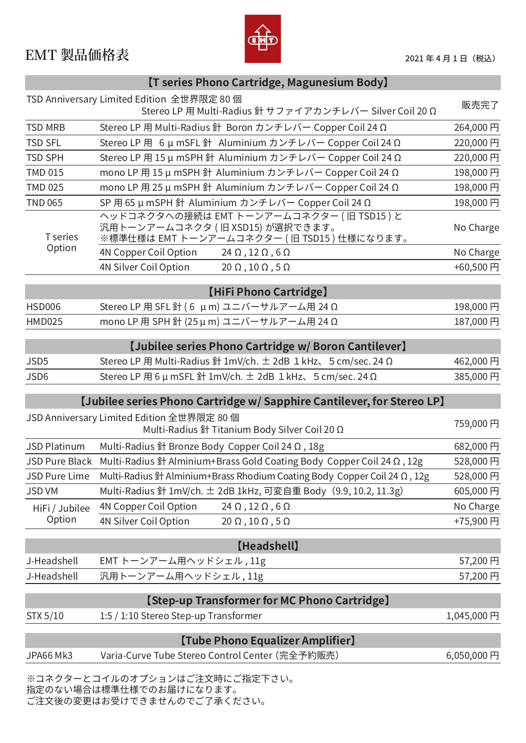# EMT 製品価格表

2021 年 4 月 1 日（税込）

| 【T series Phono Cartridge, Magunesium Body】 | | |
|---|---|---|
| TSD Anniversary Limited Edition 全世界限定 80 個 | Stereo LP 用 Multi-Radius 針 サファイアカンチレバー Silver Coil 20 Ω | 販売完了 |
| TSD MRB | Stereo LP 用 Multi-Radius 針 Boron カンチレバー Copper Coil 24 Ω | 264,000 円 |
| TSD SFL | Stereo LP 用 6 μ mSFL 針 Aluminium カンチレバー Copper Coil 24 Ω | 220,000 円 |
| TSD SPH | Stereo LP 用 15 μ mSPH 針 Aluminium カンチレバー Copper Coil 24 Ω | 220,000 円 |
| TMD 015 | mono LP 用 15 μ mSPH 針 Aluminium カンチレバー Copper Coil 24 Ω | 198,000 円 |
| TMD 025 | mono LP 用 25 μ mSPH 針 Aluminium カンチレバー Copper Coil 24 Ω | 198,000 円 |
| TND 065 | SP 用 65 μ mSPH 針 Aluminium カンチレバー Copper Coil 24 Ω | 198,000 円 |
| T series Option | ヘッドコネクタへの接続は EMT トーンアームコネクター ( 旧 TSD15 ) と汎用トーンアームコネクタ ( 旧 XSD15) が選択できます。※標準仕様は EMT トーンアームコネクター ( 旧 TSD15 ) 仕様になります。 | No Charge |
| | 4N Copper Coil Option　24 Ω , 12 Ω , 6 Ω | No Charge |
| | 4N Silver Coil Option　20 Ω , 10 Ω , 5 Ω | +60,500 円 |

| 【HiFi Phono Cartridge】 | | |
|---|---|---|
| HSD006 | Stereo LP 用 SFL 針 ( 6 μ m) ユニバーサルアーム用 24 Ω | 198,000 円 |
| HMD025 | mono LP 用 SPH 針 (25 μ m) ユニバーサルアーム用 24 Ω | 187,000 円 |

| 【Jubilee series Phono Cartridge w/ Boron Cantilever】 | | |
|---|---|---|
| JSD5 | Stereo LP 用 Multi-Radius 針 1mV/ch. ± 2dB 1 kHz、 5 cm/sec. 24 Ω | 462,000 円 |
| JSD6 | Stereo LP 用 6 μ mSFL 針 1mV/ch. ± 2dB 1 kHz、 5 cm/sec. 24 Ω | 385,000 円 |

| 【Jubilee series Phono Cartridge w/ Sapphire Cantilever, for Stereo LP】 | | |
|---|---|---|
| JSD Anniversary Limited Edition 全世界限定 80 個 | Multi-Radius 針 Titanium Body Silver Coil 20 Ω | 759,000 円 |
| JSD Platinum | Multi-Radius 針 Bronze Body Copper Coil 24 Ω , 18g | 682,000 円 |
| JSD Pure Black | Multi-Radius 針 Alminium+Brass Gold Coating Body Copper Coil 24 Ω , 12g | 528,000 円 |
| JSD Pure Lime | Multi-Radius 針 Alminium+Brass Rhodium Coating Body Copper Coil 24 Ω , 12g | 528,000 円 |
| JSD VM | Multi-Radius 針 1mV/ch. ± 2dB 1kHz, 可変自重 Body（9.9, 10.2, 11.3g) | 605,000 円 |
| HiFi / Jubilee Option | 4N Copper Coil Option　24 Ω , 12 Ω , 6 Ω | No Charge |
| | 4N Silver Coil Option　20 Ω , 10 Ω , 5 Ω | +75,900 円 |

| 【Headshell】 | | |
|---|---|---|
| J-Headshell | EMT トーンアーム用ヘッドシェル , 11g | 57,200 円 |
| J-Headshell | 汎用トーンアーム用ヘッドシェル , 11g | 57,200 円 |

| 【Step-up Transformer for MC Phono Cartridge】 | | |
|---|---|---|
| STX 5/10 | 1:5 / 1:10 Stereo Step-up Transformer | 1,045,000 円 |

| 【Tube Phono Equalizer Amplifier】 | | |
|---|---|---|
| JPA66 Mk3 | Varia-Curve Tube Stereo Control Center (完全予約販売) | 6,050,000 円 |

※コネクターとコイルのオプションはご注文時にご指定下さい。
指定のない場合は標準仕様でのお届けになります。
ご注文後の変更はお受けできませんのでご了承ください。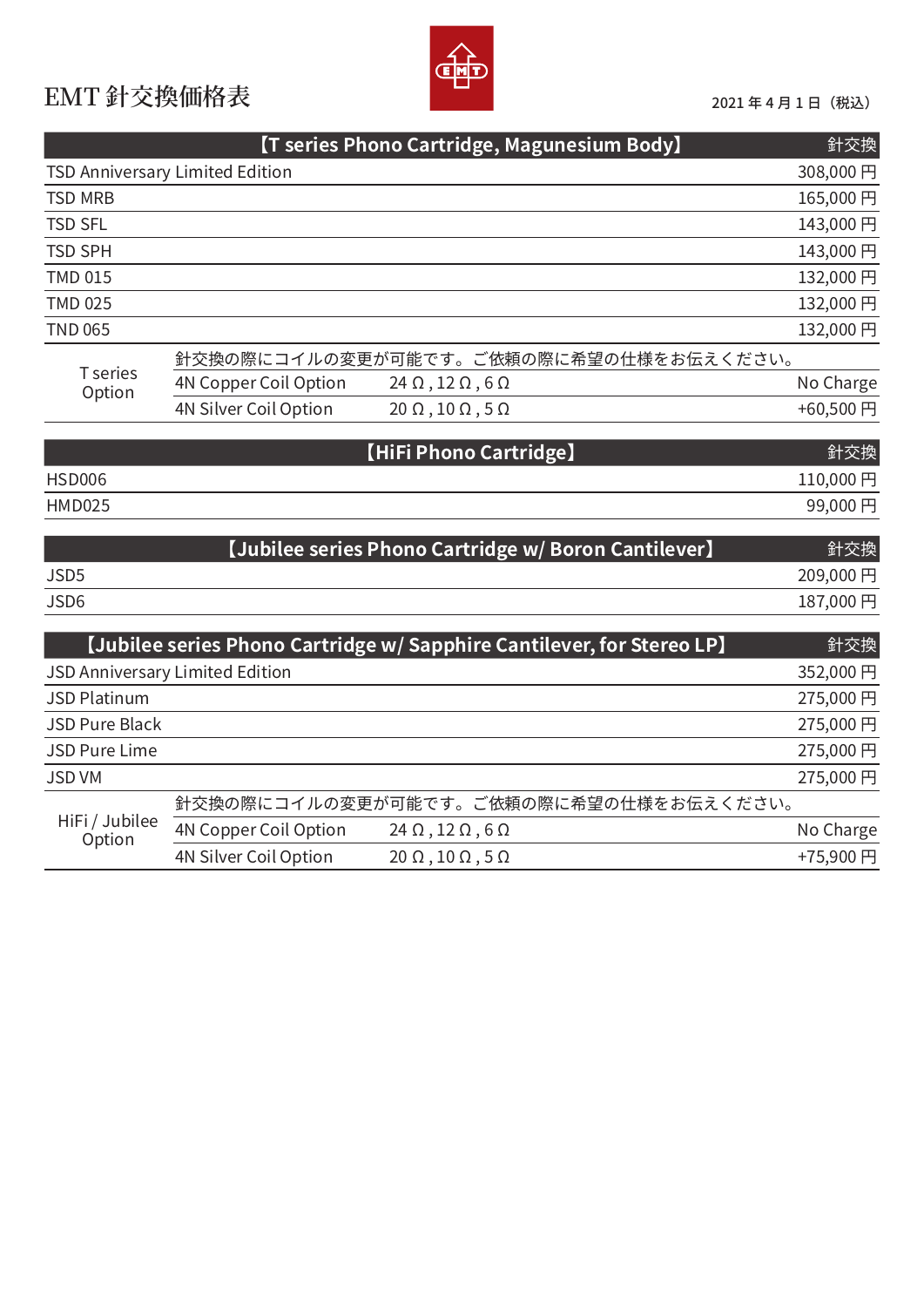# EMT 針交換価格表

2021 年 4 月 1 日（税込）

| 【T series Phono Cartridge, Magunesium Body】 | | | 針交換 |
|---|---|---|---|
| TSD Anniversary Limited Edition | | | 308,000 円 |
| TSD MRB | | | 165,000 円 |
| TSD SFL | | | 143,000 円 |
| TSD SPH | | | 143,000 円 |
| TMD 015 | | | 132,000 円 |
| TMD 025 | | | 132,000 円 |
| TND 065 | | | 132,000 円 |
| T series Option | 針交換の際にコイルの変更が可能です。ご依頼の際に希望の仕様をお伝えください。 | | |
| | 4N Copper Coil Option | 24 Ω , 12 Ω , 6 Ω | No Charge |
| | 4N Silver Coil Option | 20 Ω , 10 Ω , 5 Ω | +60,500 円 |

| 【HiFi Phono Cartridge】 | 針交換 |
|---|---|
| HSD006 | 110,000 円 |
| HMD025 | 99,000 円 |

| 【Jubilee series Phono Cartridge w/ Boron Cantilever】 | 針交換 |
|---|---|
| JSD5 | 209,000 円 |
| JSD6 | 187,000 円 |

| 【Jubilee series Phono Cartridge w/ Sapphire Cantilever, for Stereo LP】 | | | 針交換 |
|---|---|---|---|
| JSD Anniversary Limited Edition | | | 352,000 円 |
| JSD Platinum | | | 275,000 円 |
| JSD Pure Black | | | 275,000 円 |
| JSD Pure Lime | | | 275,000 円 |
| JSD VM | | | 275,000 円 |
| HiFi / Jubilee Option | 針交換の際にコイルの変更が可能です。ご依頼の際に希望の仕様をお伝えください。 | | |
| | 4N Copper Coil Option | 24 Ω , 12 Ω , 6 Ω | No Charge |
| | 4N Silver Coil Option | 20 Ω , 10 Ω , 5 Ω | +75,900 円 |